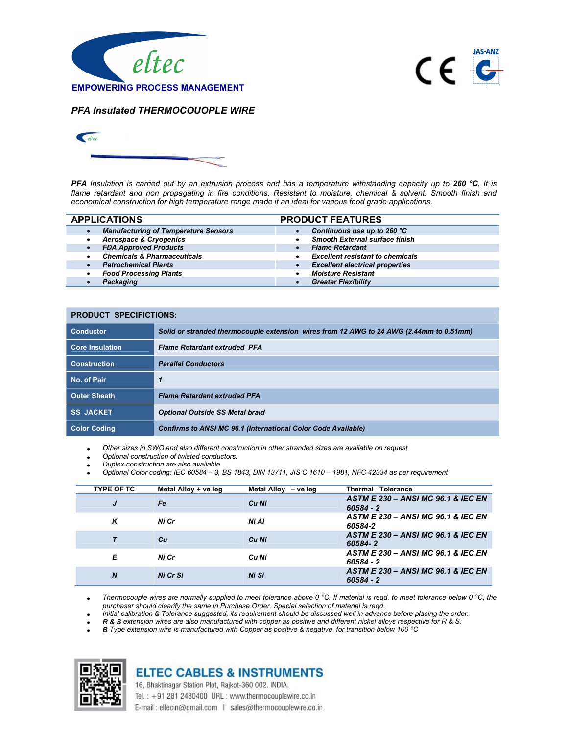eltec

**EMPOWERING PROCESS MANAGEMENT**

## *PFA Insulated THERMOCOUOPLE WIRE*

***PFA** Insulation is carried out by an extrusion process and has a temperature withstanding capacity up to **260 °C**. It is flame retardant and non propagating in fire conditions. Resistant to moisture, chemical & solvent. Smooth finish and economical construction for high temperature range made it an ideal for various food grade applications.*

| APPLICATIONS | PRODUCT FEATURES |
|---|---|
| • ***Manufacturing of Temperature Sensors*** | • ***Continuous use up to 260 °C*** |
| • ***Aerospace & Cryogenics*** | • ***Smooth External surface finish*** |
| • ***FDA Approved Products*** | • ***Flame Retardant*** |
| • ***Chemicals & Pharmaceuticals*** | • ***Excellent resistant to chemicals*** |
| • ***Petrochemical Plants*** | • ***Excellent electrical properties*** |
| • ***Food Processing Plants*** | • ***Moisture Resistant*** |
| • ***Packaging*** | • ***Greater Flexibility*** |

### PRODUCT SPECIFICTIONS:

| | |
|---|---|
| **Conductor** | ***Solid or stranded thermocouple extension wires from 12 AWG to 24 AWG (2.44mm to 0.51mm)*** |
| **Core Insulation** | ***Flame Retardant extruded PFA*** |
| **Construction** | ***Parallel Conductors*** |
| **No. of Pair** | ***1*** |
| **Outer Sheath** | ***Flame Retardant extruded PFA*** |
| **SS JACKET** | ***Optional Outside SS Metal braid*** |
| **Color Coding** | ***Confirms to ANSI MC 96.1 (International Color Code Available)*** |

- *Other sizes in SWG and also different construction in other stranded sizes are available on request*
- *Optional construction of twisted conductors.*
- *Duplex construction are also available*
- *Optional Color coding: IEC 60584 – 3, BS 1843, DIN 13711, JIS C 1610 – 1981, NFC 42334 as per requirement*

| TYPE OF TC | Metal Alloy + ve leg | Metal Alloy – ve leg | Thermal Tolerance |
|---|---|---|---|
| ***J*** | ***Fe*** | ***Cu Ni*** | ***ASTM E 230 – ANSI MC 96.1 & IEC EN 60584 - 2*** |
| ***K*** | ***Ni Cr*** | ***Ni Al*** | ***ASTM E 230 – ANSI MC 96.1 & IEC EN 60584-2*** |
| ***T*** | ***Cu*** | ***Cu Ni*** | ***ASTM E 230 – ANSI MC 96.1 & IEC EN 60584- 2*** |
| ***E*** | ***Ni Cr*** | ***Cu Ni*** | ***ASTM E 230 – ANSI MC 96.1 & IEC EN 60584 - 2*** |
| ***N*** | ***Ni Cr Si*** | ***Ni Si*** | ***ASTM E 230 – ANSI MC 96.1 & IEC EN 60584 - 2*** |

- *Thermocouple wires are normally supplied to meet tolerance above 0 °C. If material is reqd. to meet tolerance below 0 °C, the purchaser should clearify the same in Purchase Order. Special selection of material is reqd.*
- *Initial calibration & Tolerance suggested, its requirement should be discussed well in advance before placing the order.*
- ***R & S** extension wires are also manufactured with copper as positive and different nickel alloys respective for R & S.*
- ***B** Type extension wire is manufactured with Copper as positive & negative for transition below 100 °C*

**ELTEC CABLES & INSTRUMENTS**

16, Bhaktinagar Station Plot, Rajkot-360 002. INDIA.

Tel. : +91 281 2480400 URL : www.thermocouplewire.co.in

E-mail : eltecin@gmail.com | sales@thermocouplewire.co.in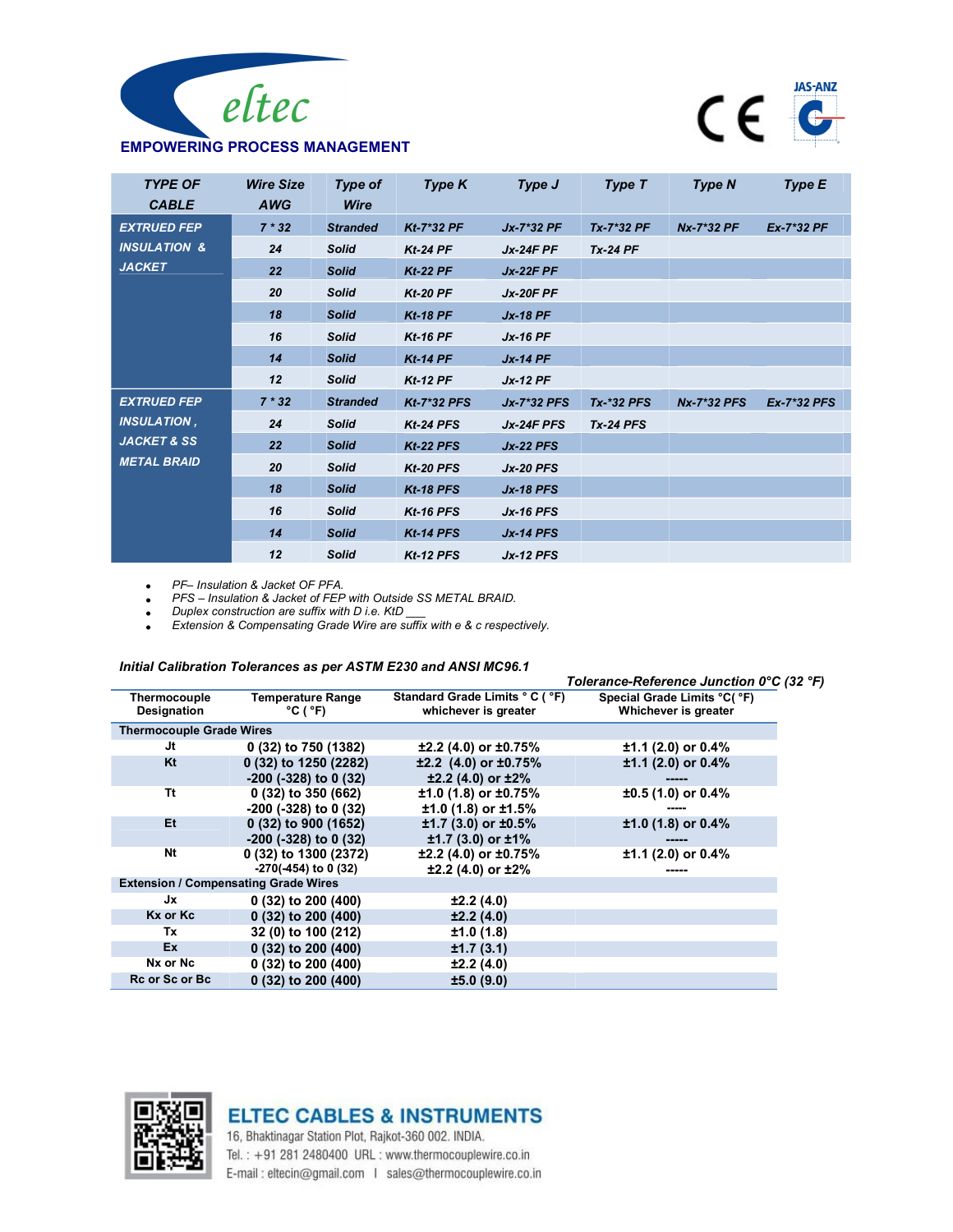eltec

EMPOWERING PROCESS MANAGEMENT

| TYPE OF CABLE | Wire Size AWG | Type of Wire | Type K | Type J | Type T | Type N | Type E |
|---|---|---|---|---|---|---|---|
| EXTRUED FEP INSULATION & JACKET | 7 * 32 | Stranded | Kt-7*32 PF | Jx-7*32 PF | Tx-7*32 PF | Nx-7*32 PF | Ex-7*32 PF |
| | 24 | Solid | Kt-24 PF | Jx-24F PF | Tx-24 PF | | |
| | 22 | Solid | Kt-22 PF | Jx-22F PF | | | |
| | 20 | Solid | Kt-20 PF | Jx-20F PF | | | |
| | 18 | Solid | Kt-18 PF | Jx-18 PF | | | |
| | 16 | Solid | Kt-16 PF | Jx-16 PF | | | |
| | 14 | Solid | Kt-14 PF | Jx-14 PF | | | |
| | 12 | Solid | Kt-12 PF | Jx-12 PF | | | |
| EXTRUED FEP INSULATION , JACKET & SS METAL BRAID | 7 * 32 | Stranded | Kt-7*32 PFS | Jx-7*32 PFS | Tx-*32 PFS | Nx-7*32 PFS | Ex-7*32 PFS |
| | 24 | Solid | Kt-24 PFS | Jx-24F PFS | Tx-24 PFS | | |
| | 22 | Solid | Kt-22 PFS | Jx-22 PFS | | | |
| | 20 | Solid | Kt-20 PFS | Jx-20 PFS | | | |
| | 18 | Solid | Kt-18 PFS | Jx-18 PFS | | | |
| | 16 | Solid | Kt-16 PFS | Jx-16 PFS | | | |
| | 14 | Solid | Kt-14 PFS | Jx-14 PFS | | | |
| | 12 | Solid | Kt-12 PFS | Jx-12 PFS | | | |

- *PF– Insulation & Jacket OF PFA.*
- *PFS – Insulation & Jacket of FEP with Outside SS METAL BRAID.*
- *Duplex construction are suffix with D i.e. KtD ___*
- *Extension & Compensating Grade Wire are suffix with e & c respectively.*

***Initial Calibration Tolerances as per ASTM E230 and ANSI MC96.1***

***Tolerance-Reference Junction 0°C (32 °F)***

| Thermocouple Designation | Temperature Range °C ( °F) | Standard Grade Limits ° C ( °F) whichever is greater | Special Grade Limits °C( °F) Whichever is greater |
|---|---|---|---|
| **Thermocouple Grade Wires** | | | |
| Jt | 0 (32) to 750 (1382) | ±2.2 (4.0) or ±0.75% | ±1.1 (2.0) or 0.4% |
| Kt | 0 (32) to 1250 (2282)<br>-200 (-328) to 0 (32) | ±2.2 (4.0) or ±0.75%<br>±2.2 (4.0) or ±2% | ±1.1 (2.0) or 0.4%<br>----- |
| Tt | 0 (32) to 350 (662)<br>-200 (-328) to 0 (32) | ±1.0 (1.8) or ±0.75%<br>±1.0 (1.8) or ±1.5% | ±0.5 (1.0) or 0.4%<br>----- |
| Et | 0 (32) to 900 (1652)<br>-200 (-328) to 0 (32) | ±1.7 (3.0) or ±0.5%<br>±1.7 (3.0) or ±1% | ±1.0 (1.8) or 0.4%<br>----- |
| Nt | 0 (32) to 1300 (2372)<br>-270(-454) to 0 (32) | ±2.2 (4.0) or ±0.75%<br>±2.2 (4.0) or ±2% | ±1.1 (2.0) or 0.4%<br>----- |
| **Extension / Compensating Grade Wires** | | | |
| Jx | 0 (32) to 200 (400) | ±2.2 (4.0) | |
| Kx or Kc | 0 (32) to 200 (400) | ±2.2 (4.0) | |
| Tx | 32 (0) to 100 (212) | ±1.0 (1.8) | |
| Ex | 0 (32) to 200 (400) | ±1.7 (3.1) | |
| Nx or Nc | 0 (32) to 200 (400) | ±2.2 (4.0) | |
| Rc or Sc or Bc | 0 (32) to 200 (400) | ±5.0 (9.0) | |

**ELTEC CABLES & INSTRUMENTS**

16, Bhaktinagar Station Plot, Rajkot-360 002. INDIA.

Tel. : +91 281 2480400 URL : www.thermocouplewire.co.in

E-mail : eltecin@gmail.com | sales@thermocouplewire.co.in